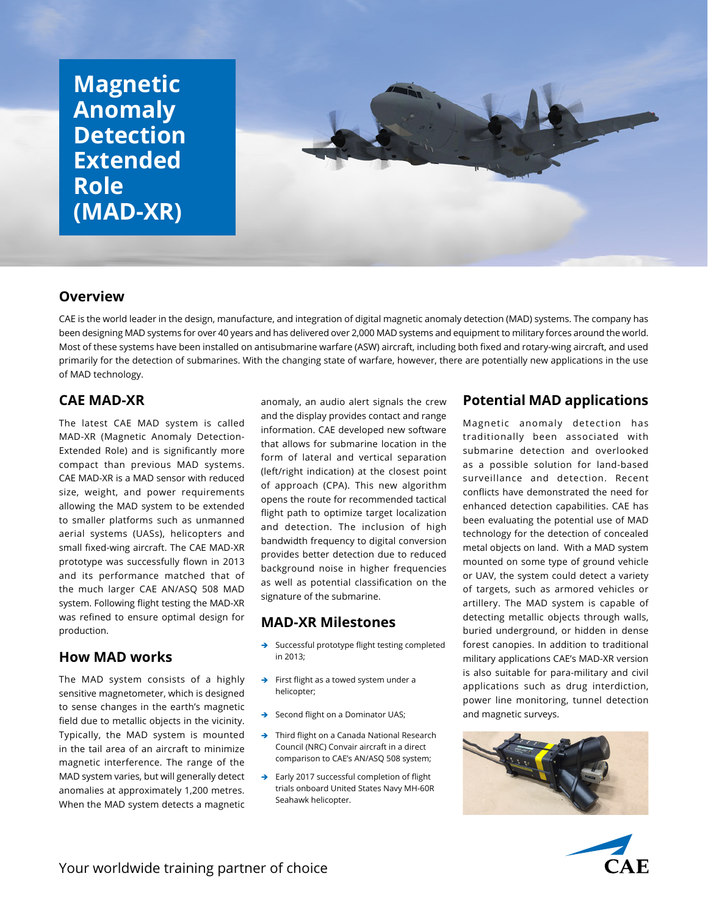# Magnetic Anomaly Detection Extended Role (MAD-XR)

## Overview

CAE is the world leader in the design, manufacture, and integration of digital magnetic anomaly detection (MAD) systems. The company has been designing MAD systems for over 40 years and has delivered over 2,000 MAD systems and equipment to military forces around the world. Most of these systems have been installed on antisubmarine warfare (ASW) aircraft, including both fixed and rotary-wing aircraft, and used primarily for the detection of submarines. With the changing state of warfare, however, there are potentially new applications in the use of MAD technology.

## CAE MAD-XR

The latest CAE MAD system is called MAD-XR (Magnetic Anomaly Detection-Extended Role) and is significantly more compact than previous MAD systems. CAE MAD-XR is a MAD sensor with reduced size, weight, and power requirements allowing the MAD system to be extended to smaller platforms such as unmanned aerial systems (UASs), helicopters and small fixed-wing aircraft. The CAE MAD-XR prototype was successfully flown in 2013 and its performance matched that of the much larger CAE AN/ASQ 508 MAD system. Following flight testing the MAD-XR was refined to ensure optimal design for production.

## How MAD works

The MAD system consists of a highly sensitive magnetometer, which is designed to sense changes in the earth's magnetic field due to metallic objects in the vicinity. Typically, the MAD system is mounted in the tail area of an aircraft to minimize magnetic interference. The range of the MAD system varies, but will generally detect anomalies at approximately 1,200 metres. When the MAD system detects a magnetic anomaly, an audio alert signals the crew and the display provides contact and range information. CAE developed new software that allows for submarine location in the form of lateral and vertical separation (left/right indication) at the closest point of approach (CPA). This new algorithm opens the route for recommended tactical flight path to optimize target localization and detection. The inclusion of high bandwidth frequency to digital conversion provides better detection due to reduced background noise in higher frequencies as well as potential classification on the signature of the submarine.

## MAD-XR Milestones

- Successful prototype flight testing completed in 2013;
- First flight as a towed system under a helicopter;
- Second flight on a Dominator UAS;
- Third flight on a Canada National Research Council (NRC) Convair aircraft in a direct comparison to CAE's AN/ASQ 508 system;
- Early 2017 successful completion of flight trials onboard United States Navy MH-60R Seahawk helicopter.

## Potential MAD applications

Magnetic anomaly detection has traditionally been associated with submarine detection and overlooked as a possible solution for land-based surveillance and detection. Recent conflicts have demonstrated the need for enhanced detection capabilities. CAE has been evaluating the potential use of MAD technology for the detection of concealed metal objects on land. With a MAD system mounted on some type of ground vehicle or UAV, the system could detect a variety of targets, such as armored vehicles or artillery. The MAD system is capable of detecting metallic objects through walls, buried underground, or hidden in dense forest canopies. In addition to traditional military applications CAE's MAD-XR version is also suitable for para-military and civil applications such as drug interdiction, power line monitoring, tunnel detection and magnetic surveys.

Your worldwide training partner of choice

CAE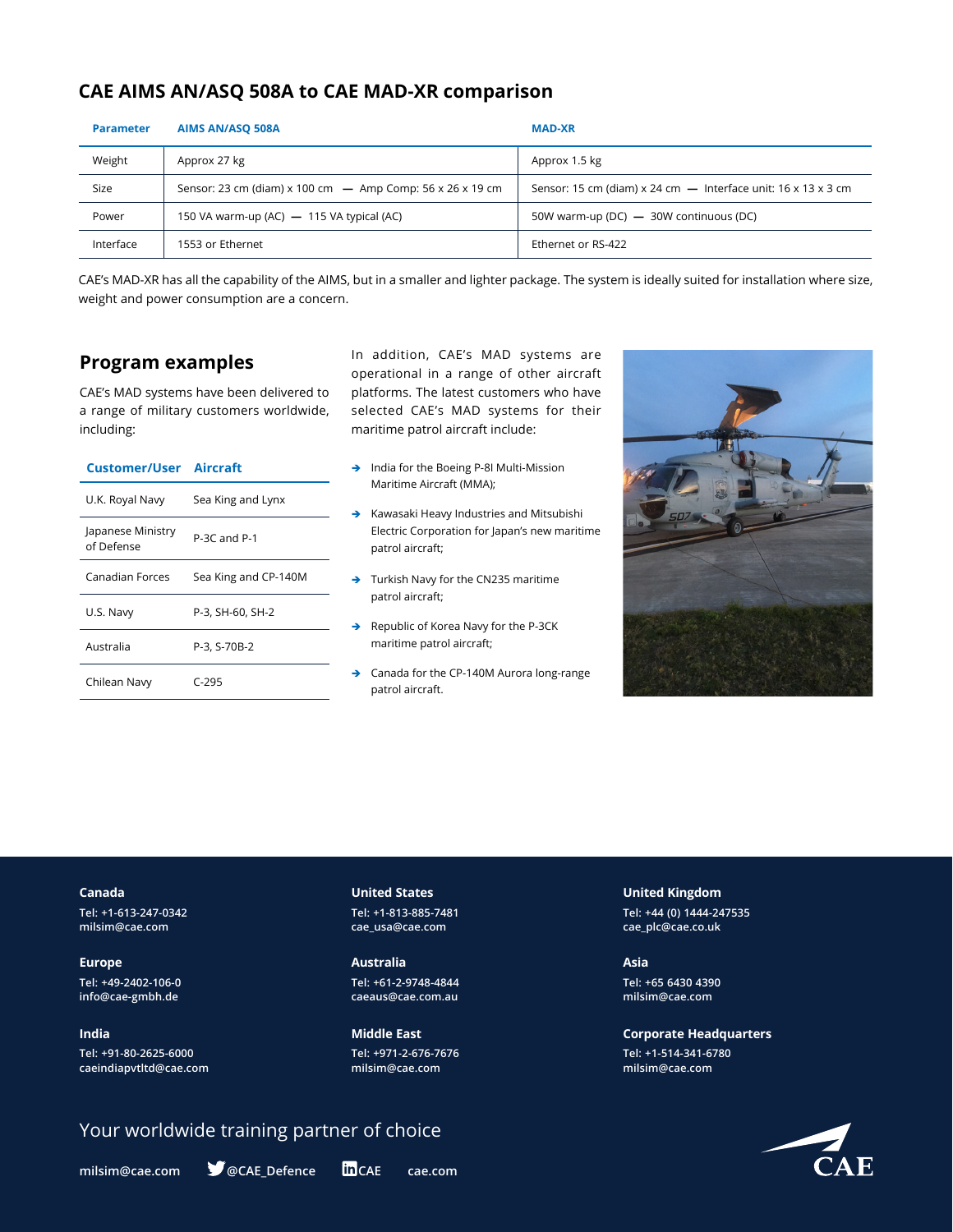## CAE AIMS AN/ASQ 508A to CAE MAD-XR comparison

| Parameter | AIMS AN/ASQ 508A | MAD-XR |
|---|---|---|
| Weight | Approx 27 kg | Approx 1.5 kg |
| Size | Sensor: 23 cm (diam) x 100 cm — Amp Comp: 56 x 26 x 19 cm | Sensor: 15 cm (diam) x 24 cm — Interface unit: 16 x 13 x 3 cm |
| Power | 150 VA warm-up (AC) — 115 VA typical (AC) | 50W warm-up (DC) — 30W continuous (DC) |
| Interface | 1553 or Ethernet | Ethernet or RS-422 |

CAE's MAD-XR has all the capability of the AIMS, but in a smaller and lighter package. The system is ideally suited for installation where size, weight and power consumption are a concern.

## Program examples

CAE's MAD systems have been delivered to a range of military customers worldwide, including:

| Customer/User | Aircraft |
|---|---|
| U.K. Royal Navy | Sea King and Lynx |
| Japanese Ministry of Defense | P-3C and P-1 |
| Canadian Forces | Sea King and CP-140M |
| U.S. Navy | P-3, SH-60, SH-2 |
| Australia | P-3, S-70B-2 |
| Chilean Navy | C-295 |

In addition, CAE's MAD systems are operational in a range of other aircraft platforms. The latest customers who have selected CAE's MAD systems for their maritime patrol aircraft include:

- India for the Boeing P-8I Multi-Mission Maritime Aircraft (MMA);
- Kawasaki Heavy Industries and Mitsubishi Electric Corporation for Japan's new maritime patrol aircraft;
- Turkish Navy for the CN235 maritime patrol aircraft;
- Republic of Korea Navy for the P-3CK maritime patrol aircraft;
- Canada for the CP-140M Aurora long-range patrol aircraft.

**Canada**
Tel: +1-613-247-0342
milsim@cae.com

**United States**
Tel: +1-813-885-7481
cae_usa@cae.com

**United Kingdom**
Tel: +44 (0) 1444-247535
cae_plc@cae.co.uk

**Europe**
Tel: +49-2402-106-0
info@cae-gmbh.de

**Australia**
Tel: +61-2-9748-4844
caeaus@cae.com.au

**Asia**
Tel: +65 6430 4390
milsim@cae.com

**India**
Tel: +91-80-2625-6000
caeindiapvtltd@cae.com

**Middle East**
Tel: +971-2-676-7676
milsim@cae.com

**Corporate Headquarters**
Tel: +1-514-341-6780
milsim@cae.com

Your worldwide training partner of choice

milsim@cae.com @CAE_Defence CAE cae.com

CAE